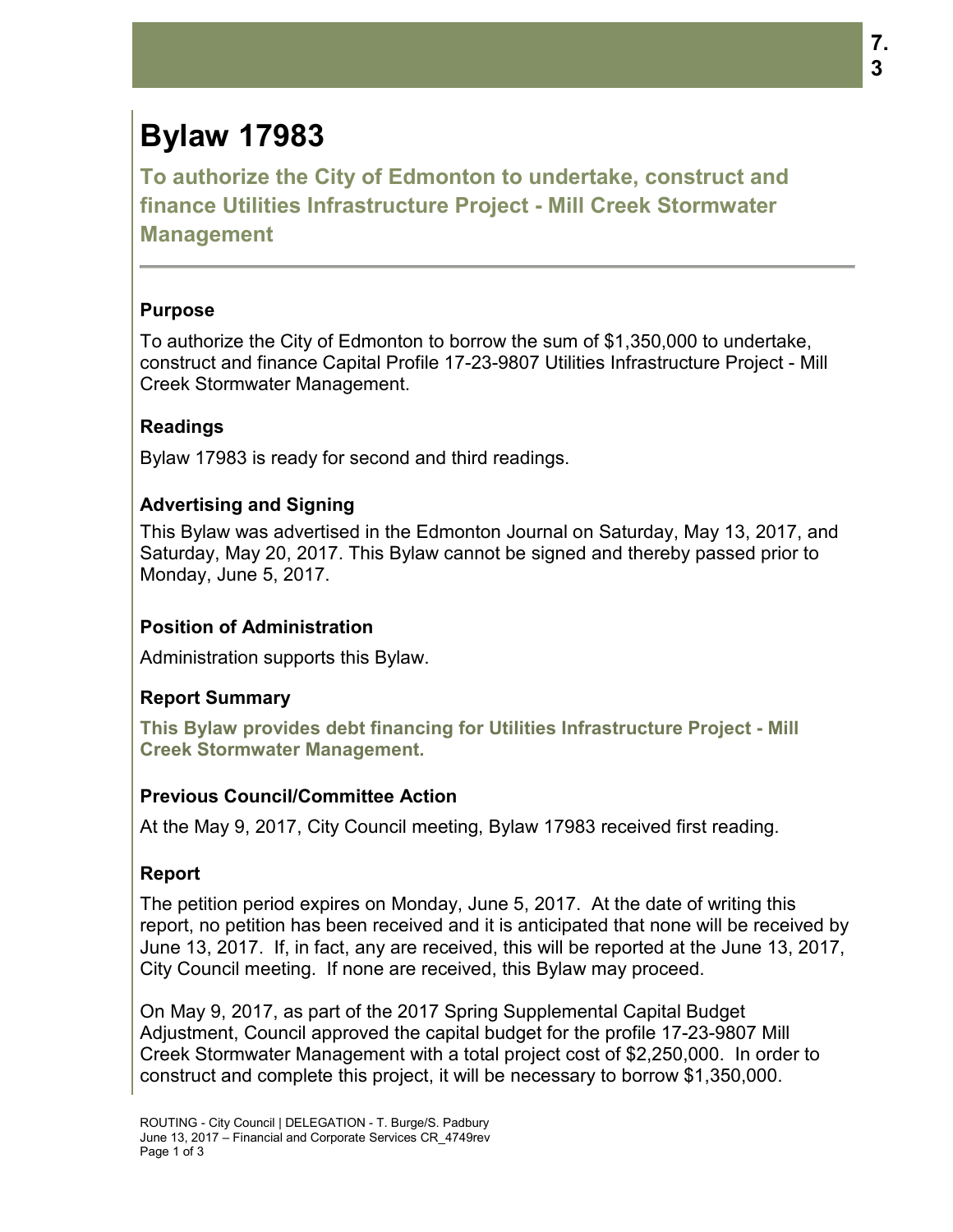# Bylaw 17983

## To authorize the City of Edmonton to undertake, construct and finance Utilities Infrastructure Project - Mill Creek Stormwater Management

### Purpose

To authorize the City of Edmonton to borrow the sum of $1,350,000 to undertake, construct and finance Capital Profile 17-23-9807 Utilities Infrastructure Project - Mill Creek Stormwater Management.

### Readings

Bylaw 17983 is ready for second and third readings.

### Advertising and Signing

This Bylaw was advertised in the Edmonton Journal on Saturday, May 13, 2017, and Saturday, May 20, 2017. This Bylaw cannot be signed and thereby passed prior to Monday, June 5, 2017.

### Position of Administration

Administration supports this Bylaw.

### Report Summary

**This Bylaw provides debt financing for Utilities Infrastructure Project - Mill Creek Stormwater Management.**

### Previous Council/Committee Action

At the May 9, 2017, City Council meeting, Bylaw 17983 received first reading.

### Report

The petition period expires on Monday, June 5, 2017. At the date of writing this report, no petition has been received and it is anticipated that none will be received by June 13, 2017. If, in fact, any are received, this will be reported at the June 13, 2017, City Council meeting. If none are received, this Bylaw may proceed.

On May 9, 2017, as part of the 2017 Spring Supplemental Capital Budget Adjustment, Council approved the capital budget for the profile 17-23-9807 Mill Creek Stormwater Management with a total project cost of $2,250,000. In order to construct and complete this project, it will be necessary to borrow $1,350,000.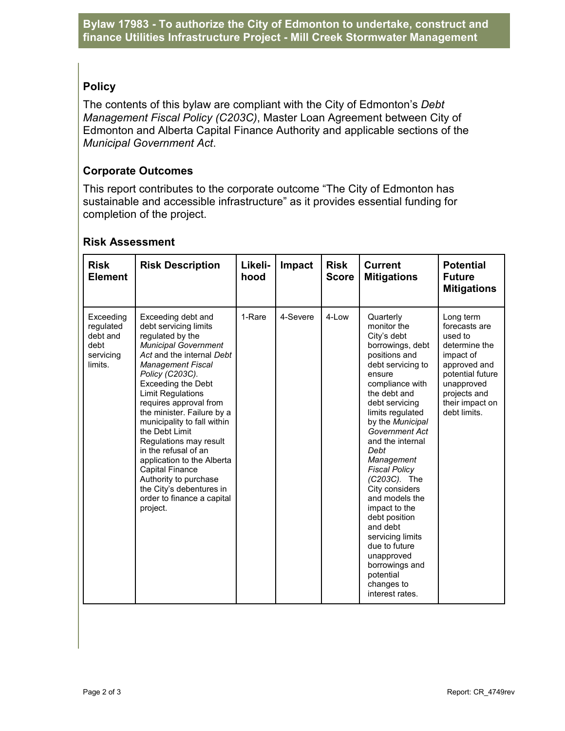## Policy

The contents of this bylaw are compliant with the City of Edmonton's *Debt Management Fiscal Policy (C203C)*, Master Loan Agreement between City of Edmonton and Alberta Capital Finance Authority and applicable sections of the *Municipal Government Act*.

## Corporate Outcomes

This report contributes to the corporate outcome "The City of Edmonton has sustainable and accessible infrastructure" as it provides essential funding for completion of the project.

## Risk Assessment

| Risk Element | Risk Description | Likeli-hood | Impact | Risk Score | Current Mitigations | Potential Future Mitigations |
|---|---|---|---|---|---|---|
| Exceeding regulated debt and debt servicing limits. | Exceeding debt and debt servicing limits regulated by the *Municipal Government Act* and the internal *Debt Management Fiscal Policy (C203C).* Exceeding the Debt Limit Regulations requires approval from the minister. Failure by a municipality to fall within the Debt Limit Regulations may result in the refusal of an application to the Alberta Capital Finance Authority to purchase the City's debentures in order to finance a capital project. | 1-Rare | 4-Severe | 4-Low | Quarterly monitor the City's debt borrowings, debt positions and debt servicing to ensure compliance with the debt and debt servicing limits regulated by the *Municipal Government Act* and the internal *Debt Management Fiscal Policy (C203C).* The City considers and models the impact to the debt position and debt servicing limits due to future unapproved borrowings and potential changes to interest rates. | Long term forecasts are used to determine the impact of approved and potential future unapproved projects and their impact on debt limits. |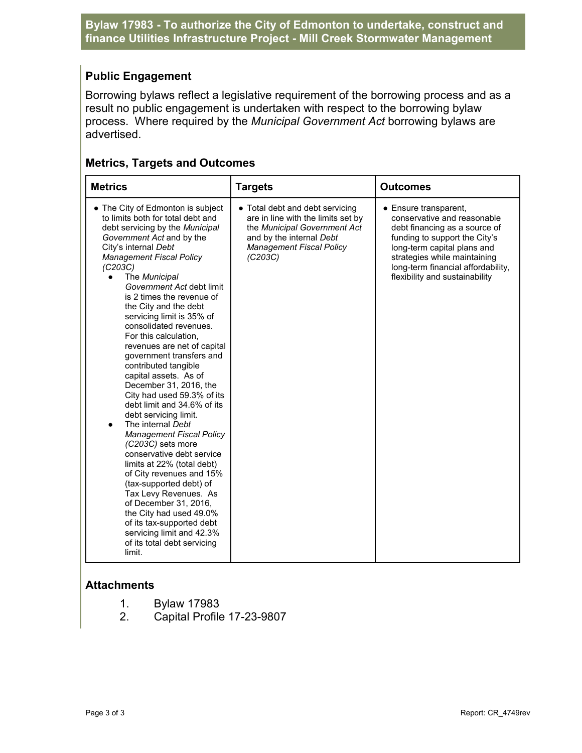# Bylaw 17983 - To authorize the City of Edmonton to undertake, construct and finance Utilities Infrastructure Project - Mill Creek Stormwater Management

## Public Engagement

Borrowing bylaws reflect a legislative requirement of the borrowing process and as a result no public engagement is undertaken with respect to the borrowing bylaw process. Where required by the *Municipal Government Act* borrowing bylaws are advertised.

## Metrics, Targets and Outcomes

| Metrics | Targets | Outcomes |
|---|---|---|
| • The City of Edmonton is subject to limits both for total debt and debt servicing by the *Municipal Government Act* and by the City's internal *Debt Management Fiscal Policy (C203C)*<br>  ● The *Municipal Government Act* debt limit is 2 times the revenue of the City and the debt servicing limit is 35% of consolidated revenues. For this calculation, revenues are net of capital government transfers and contributed tangible capital assets. As of December 31, 2016, the City had used 59.3% of its debt limit and 34.6% of its debt servicing limit.<br>  ● The internal *Debt Management Fiscal Policy (C203C)* sets more conservative debt service limits at 22% (total debt) of City revenues and 15% (tax-supported debt) of Tax Levy Revenues. As of December 31, 2016, the City had used 49.0% of its tax-supported debt servicing limit and 42.3% of its total debt servicing limit. | • Total debt and debt servicing are in line with the limits set by the *Municipal Government Act* and by the internal *Debt Management Fiscal Policy (C203C)* | • Ensure transparent, conservative and reasonable debt financing as a source of funding to support the City's long-term capital plans and strategies while maintaining long-term financial affordability, flexibility and sustainability |

## Attachments

1. Bylaw 17983
2. Capital Profile 17-23-9807